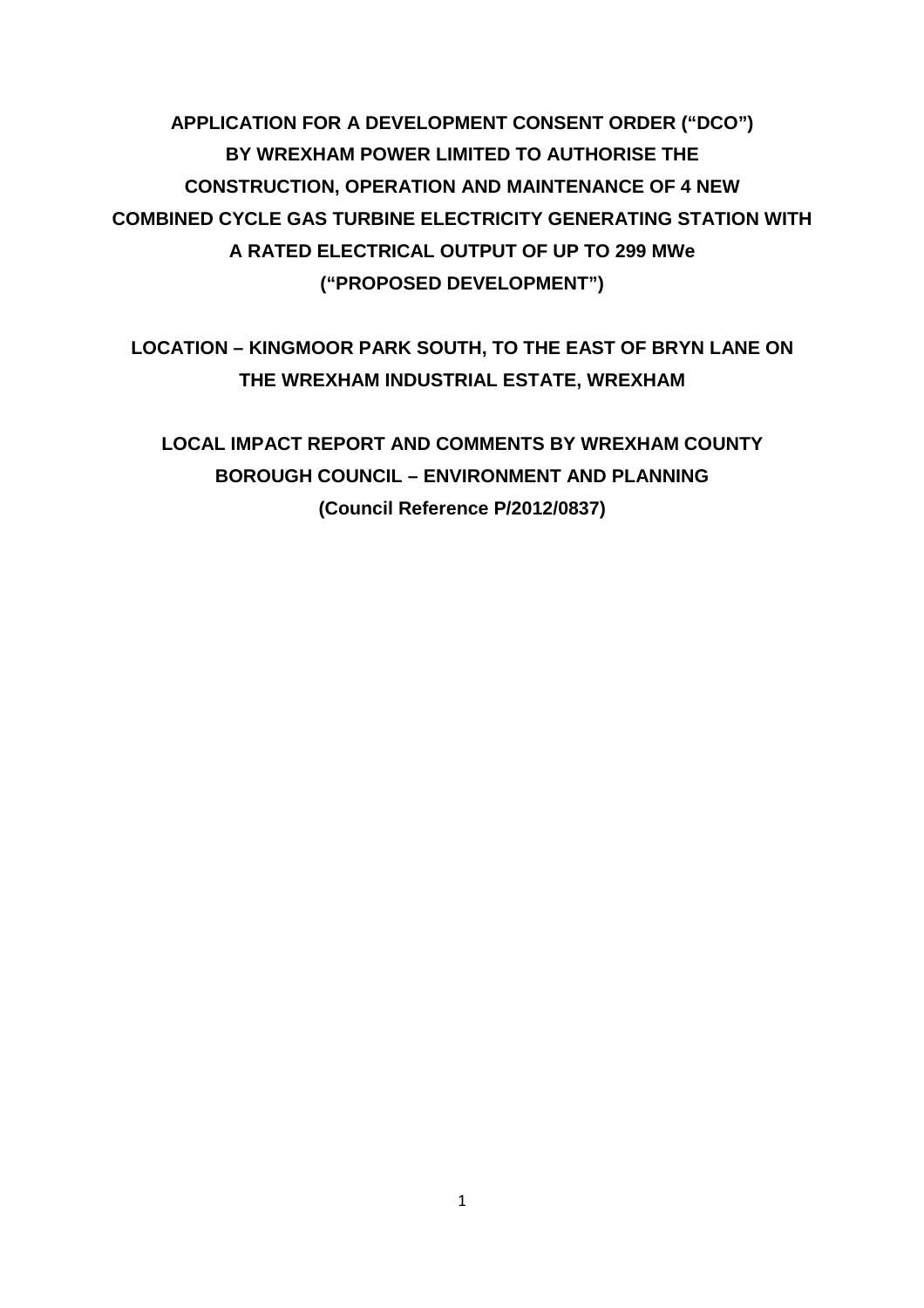**APPLICATION FOR A DEVELOPMENT CONSENT ORDER (“DCO”) BY WREXHAM POWER LIMITED TO AUTHORISE THE CONSTRUCTION, OPERATION AND MAINTENANCE OF 4 NEW COMBINED CYCLE GAS TURBINE ELECTRICITY GENERATING STATION WITH A RATED ELECTRICAL OUTPUT OF UP TO 299 MWe (“PROPOSED DEVELOPMENT”)**

**LOCATION – KINGMOOR PARK SOUTH, TO THE EAST OF BRYN LANE ON THE WREXHAM INDUSTRIAL ESTATE, WREXHAM**

**LOCAL IMPACT REPORT AND COMMENTS BY WREXHAM COUNTY BOROUGH COUNCIL – ENVIRONMENT AND PLANNING (Council Reference P/2012/0837)**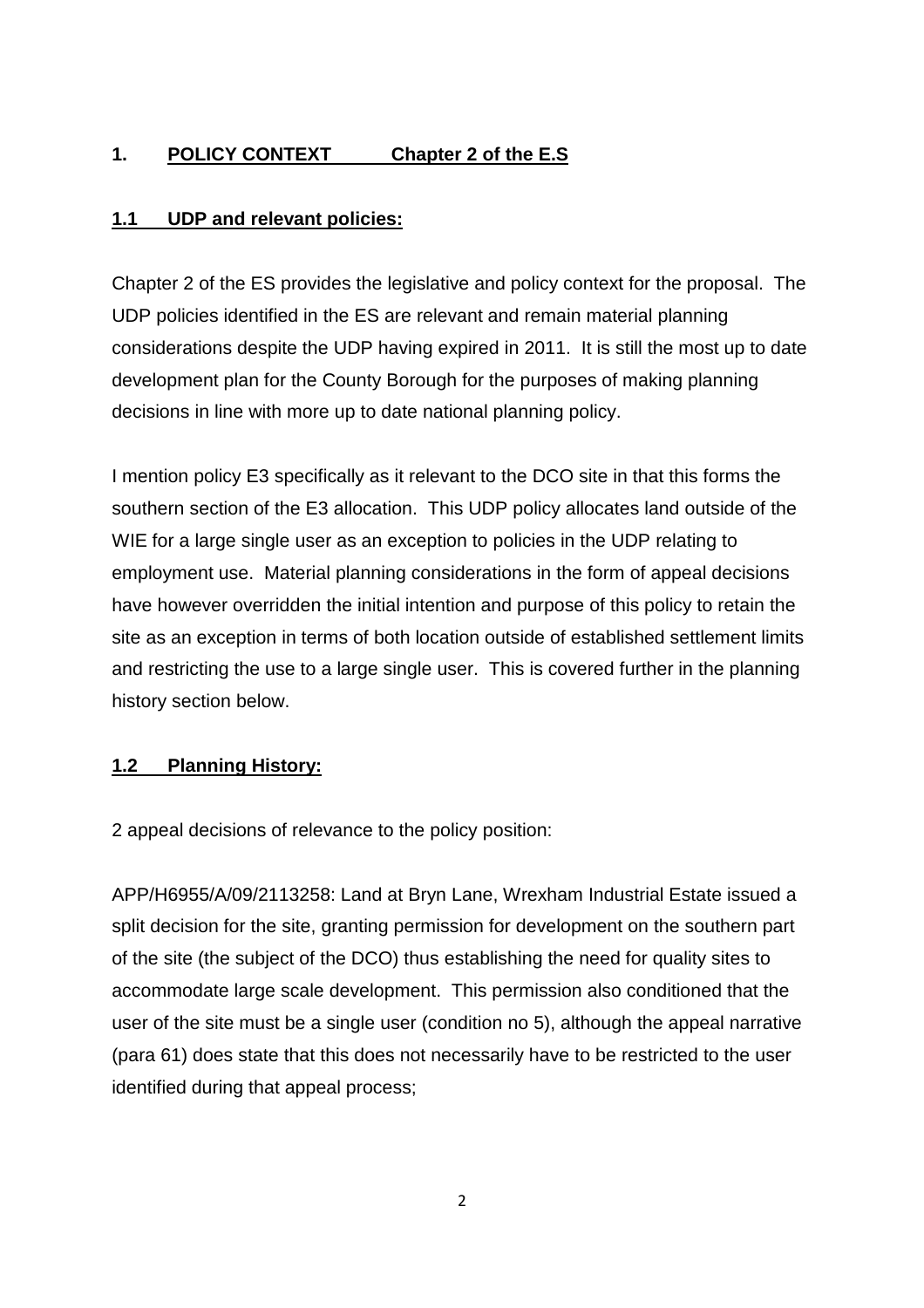## 1. <u>POLICY CONTEXT Chapter 2 of the E.S</u>

### <u>1.1 UDP and relevant policies:</u>

Chapter 2 of the ES provides the legislative and policy context for the proposal. The UDP policies identified in the ES are relevant and remain material planning considerations despite the UDP having expired in 2011. It is still the most up to date development plan for the County Borough for the purposes of making planning decisions in line with more up to date national planning policy.

I mention policy E3 specifically as it relevant to the DCO site in that this forms the southern section of the E3 allocation. This UDP policy allocates land outside of the WIE for a large single user as an exception to policies in the UDP relating to employment use. Material planning considerations in the form of appeal decisions have however overridden the initial intention and purpose of this policy to retain the site as an exception in terms of both location outside of established settlement limits and restricting the use to a large single user. This is covered further in the planning history section below.

### <u>1.2 Planning History:</u>

2 appeal decisions of relevance to the policy position:

APP/H6955/A/09/2113258: Land at Bryn Lane, Wrexham Industrial Estate issued a split decision for the site, granting permission for development on the southern part of the site (the subject of the DCO) thus establishing the need for quality sites to accommodate large scale development. This permission also conditioned that the user of the site must be a single user (condition no 5), although the appeal narrative (para 61) does state that this does not necessarily have to be restricted to the user identified during that appeal process;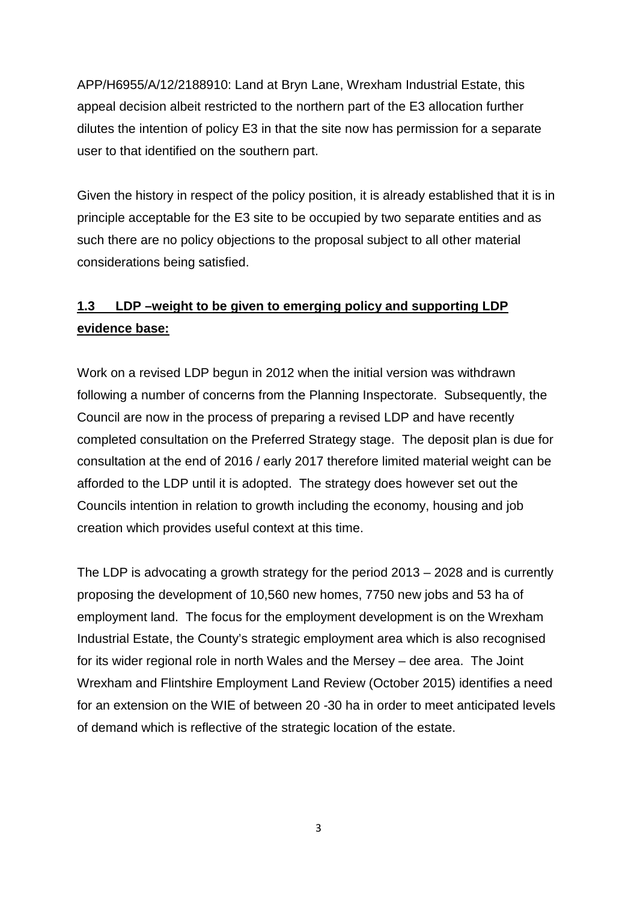APP/H6955/A/12/2188910: Land at Bryn Lane, Wrexham Industrial Estate, this appeal decision albeit restricted to the northern part of the E3 allocation further dilutes the intention of policy E3 in that the site now has permission for a separate user to that identified on the southern part.

Given the history in respect of the policy position, it is already established that it is in principle acceptable for the E3 site to be occupied by two separate entities and as such there are no policy objections to the proposal subject to all other material considerations being satisfied.

## 1.3 LDP –weight to be given to emerging policy and supporting LDP evidence base:

Work on a revised LDP begun in 2012 when the initial version was withdrawn following a number of concerns from the Planning Inspectorate. Subsequently, the Council are now in the process of preparing a revised LDP and have recently completed consultation on the Preferred Strategy stage. The deposit plan is due for consultation at the end of 2016 / early 2017 therefore limited material weight can be afforded to the LDP until it is adopted. The strategy does however set out the Councils intention in relation to growth including the economy, housing and job creation which provides useful context at this time.

The LDP is advocating a growth strategy for the period 2013 – 2028 and is currently proposing the development of 10,560 new homes, 7750 new jobs and 53 ha of employment land. The focus for the employment development is on the Wrexham Industrial Estate, the County's strategic employment area which is also recognised for its wider regional role in north Wales and the Mersey – dee area. The Joint Wrexham and Flintshire Employment Land Review (October 2015) identifies a need for an extension on the WIE of between 20 -30 ha in order to meet anticipated levels of demand which is reflective of the strategic location of the estate.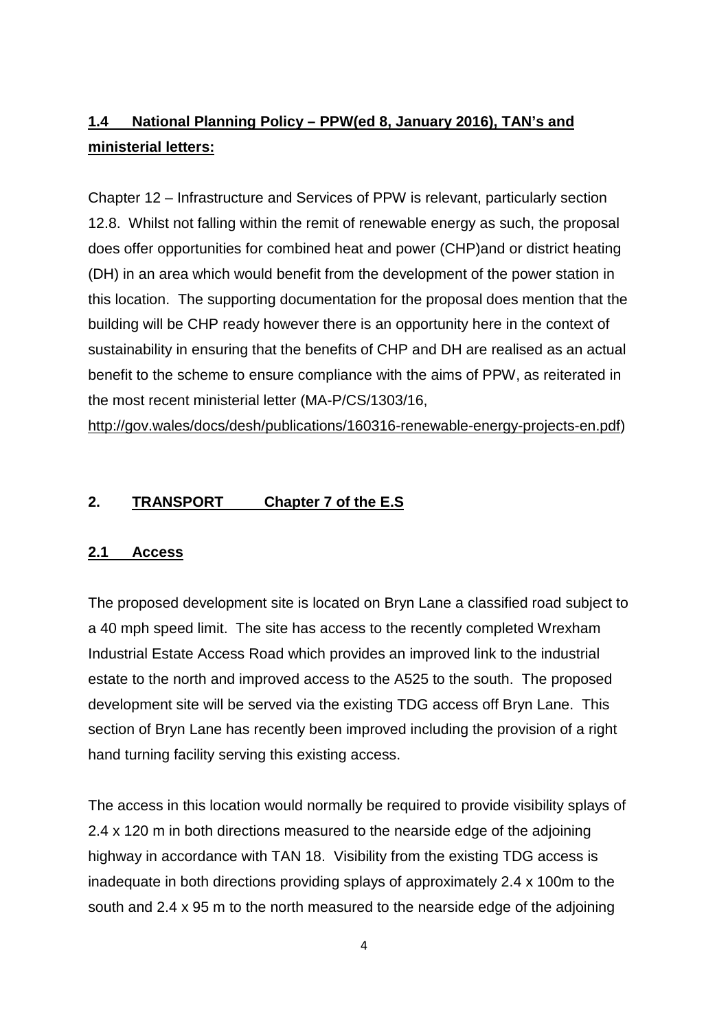## **1.4 National Planning Policy – PPW(ed 8, January 2016), TAN's and ministerial letters:**

Chapter 12 – Infrastructure and Services of PPW is relevant, particularly section 12.8. Whilst not falling within the remit of renewable energy as such, the proposal does offer opportunities for combined heat and power (CHP)and or district heating (DH) in an area which would benefit from the development of the power station in this location. The supporting documentation for the proposal does mention that the building will be CHP ready however there is an opportunity here in the context of sustainability in ensuring that the benefits of CHP and DH are realised as an actual benefit to the scheme to ensure compliance with the aims of PPW, as reiterated in the most recent ministerial letter (MA-P/CS/1303/16, http://gov.wales/docs/desh/publications/160316-renewable-energy-projects-en.pdf)

## **2. TRANSPORT Chapter 7 of the E.S**

### **2.1 Access**

The proposed development site is located on Bryn Lane a classified road subject to a 40 mph speed limit. The site has access to the recently completed Wrexham Industrial Estate Access Road which provides an improved link to the industrial estate to the north and improved access to the A525 to the south. The proposed development site will be served via the existing TDG access off Bryn Lane. This section of Bryn Lane has recently been improved including the provision of a right hand turning facility serving this existing access.

The access in this location would normally be required to provide visibility splays of 2.4 x 120 m in both directions measured to the nearside edge of the adjoining highway in accordance with TAN 18. Visibility from the existing TDG access is inadequate in both directions providing splays of approximately 2.4 x 100m to the south and 2.4 x 95 m to the north measured to the nearside edge of the adjoining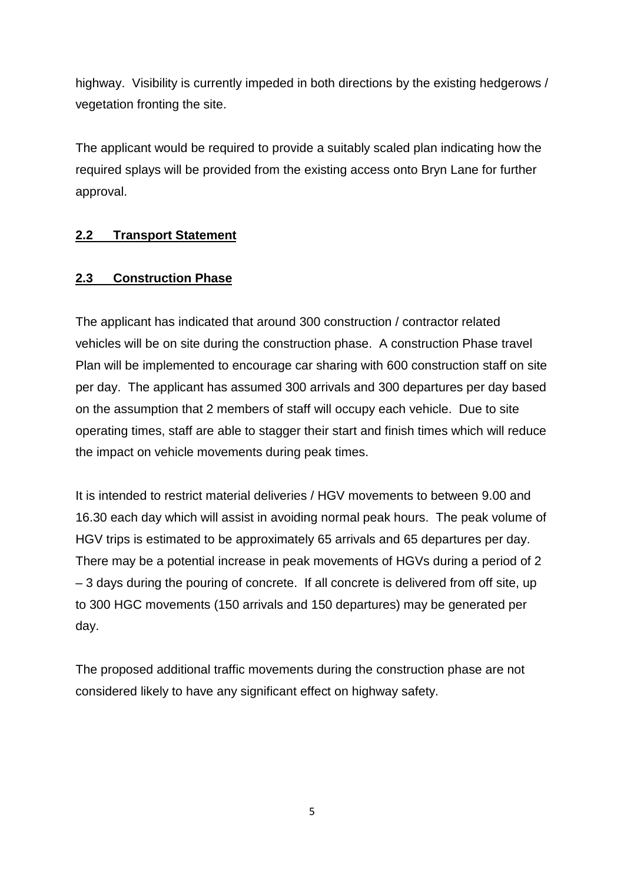highway. Visibility is currently impeded in both directions by the existing hedgerows / vegetation fronting the site.

The applicant would be required to provide a suitably scaled plan indicating how the required splays will be provided from the existing access onto Bryn Lane for further approval.

## **2.2 Transport Statement**

## **2.3 Construction Phase**

The applicant has indicated that around 300 construction / contractor related vehicles will be on site during the construction phase. A construction Phase travel Plan will be implemented to encourage car sharing with 600 construction staff on site per day. The applicant has assumed 300 arrivals and 300 departures per day based on the assumption that 2 members of staff will occupy each vehicle. Due to site operating times, staff are able to stagger their start and finish times which will reduce the impact on vehicle movements during peak times.

It is intended to restrict material deliveries / HGV movements to between 9.00 and 16.30 each day which will assist in avoiding normal peak hours. The peak volume of HGV trips is estimated to be approximately 65 arrivals and 65 departures per day. There may be a potential increase in peak movements of HGVs during a period of 2 – 3 days during the pouring of concrete. If all concrete is delivered from off site, up to 300 HGC movements (150 arrivals and 150 departures) may be generated per day.

The proposed additional traffic movements during the construction phase are not considered likely to have any significant effect on highway safety.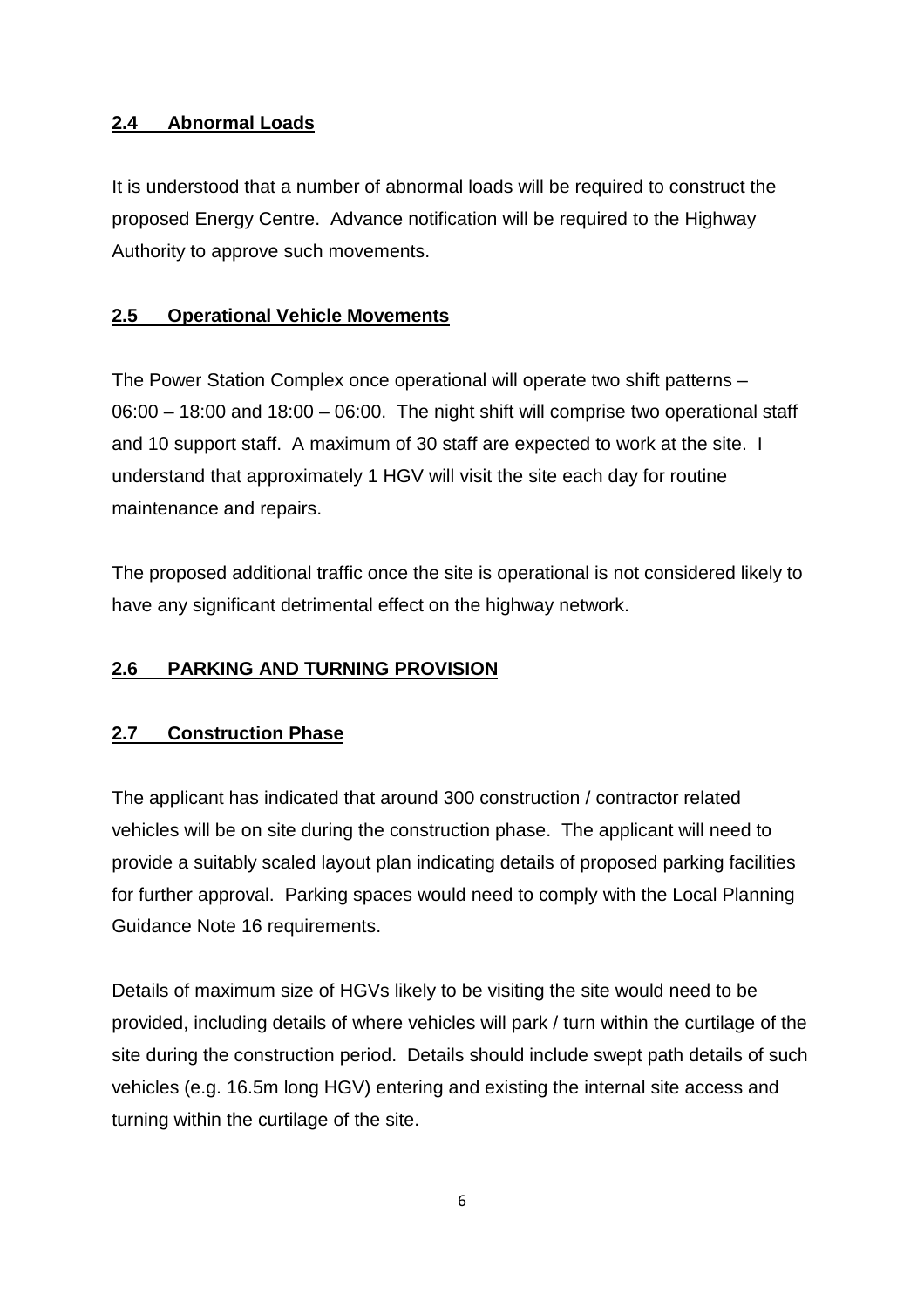## 2.4 Abnormal Loads

It is understood that a number of abnormal loads will be required to construct the proposed Energy Centre. Advance notification will be required to the Highway Authority to approve such movements.

## 2.5 Operational Vehicle Movements

The Power Station Complex once operational will operate two shift patterns – 06:00 – 18:00 and 18:00 – 06:00. The night shift will comprise two operational staff and 10 support staff. A maximum of 30 staff are expected to work at the site. I understand that approximately 1 HGV will visit the site each day for routine maintenance and repairs.

The proposed additional traffic once the site is operational is not considered likely to have any significant detrimental effect on the highway network.

## 2.6 PARKING AND TURNING PROVISION

## 2.7 Construction Phase

The applicant has indicated that around 300 construction / contractor related vehicles will be on site during the construction phase. The applicant will need to provide a suitably scaled layout plan indicating details of proposed parking facilities for further approval. Parking spaces would need to comply with the Local Planning Guidance Note 16 requirements.

Details of maximum size of HGVs likely to be visiting the site would need to be provided, including details of where vehicles will park / turn within the curtilage of the site during the construction period. Details should include swept path details of such vehicles (e.g. 16.5m long HGV) entering and existing the internal site access and turning within the curtilage of the site.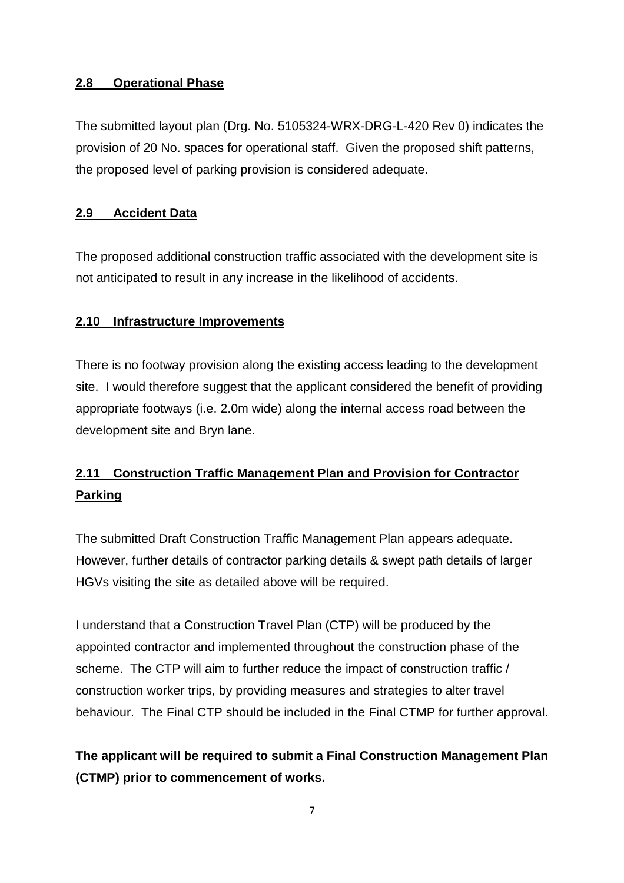### **2.8 Operational Phase**

The submitted layout plan (Drg. No. 5105324-WRX-DRG-L-420 Rev 0) indicates the provision of 20 No. spaces for operational staff. Given the proposed shift patterns, the proposed level of parking provision is considered adequate.

### **2.9 Accident Data**

The proposed additional construction traffic associated with the development site is not anticipated to result in any increase in the likelihood of accidents.

### **2.10 Infrastructure Improvements**

There is no footway provision along the existing access leading to the development site. I would therefore suggest that the applicant considered the benefit of providing appropriate footways (i.e. 2.0m wide) along the internal access road between the development site and Bryn lane.

### **2.11 Construction Traffic Management Plan and Provision for Contractor Parking**

The submitted Draft Construction Traffic Management Plan appears adequate. However, further details of contractor parking details & swept path details of larger HGVs visiting the site as detailed above will be required.

I understand that a Construction Travel Plan (CTP) will be produced by the appointed contractor and implemented throughout the construction phase of the scheme. The CTP will aim to further reduce the impact of construction traffic / construction worker trips, by providing measures and strategies to alter travel behaviour. The Final CTP should be included in the Final CTMP for further approval.

**The applicant will be required to submit a Final Construction Management Plan (CTMP) prior to commencement of works.**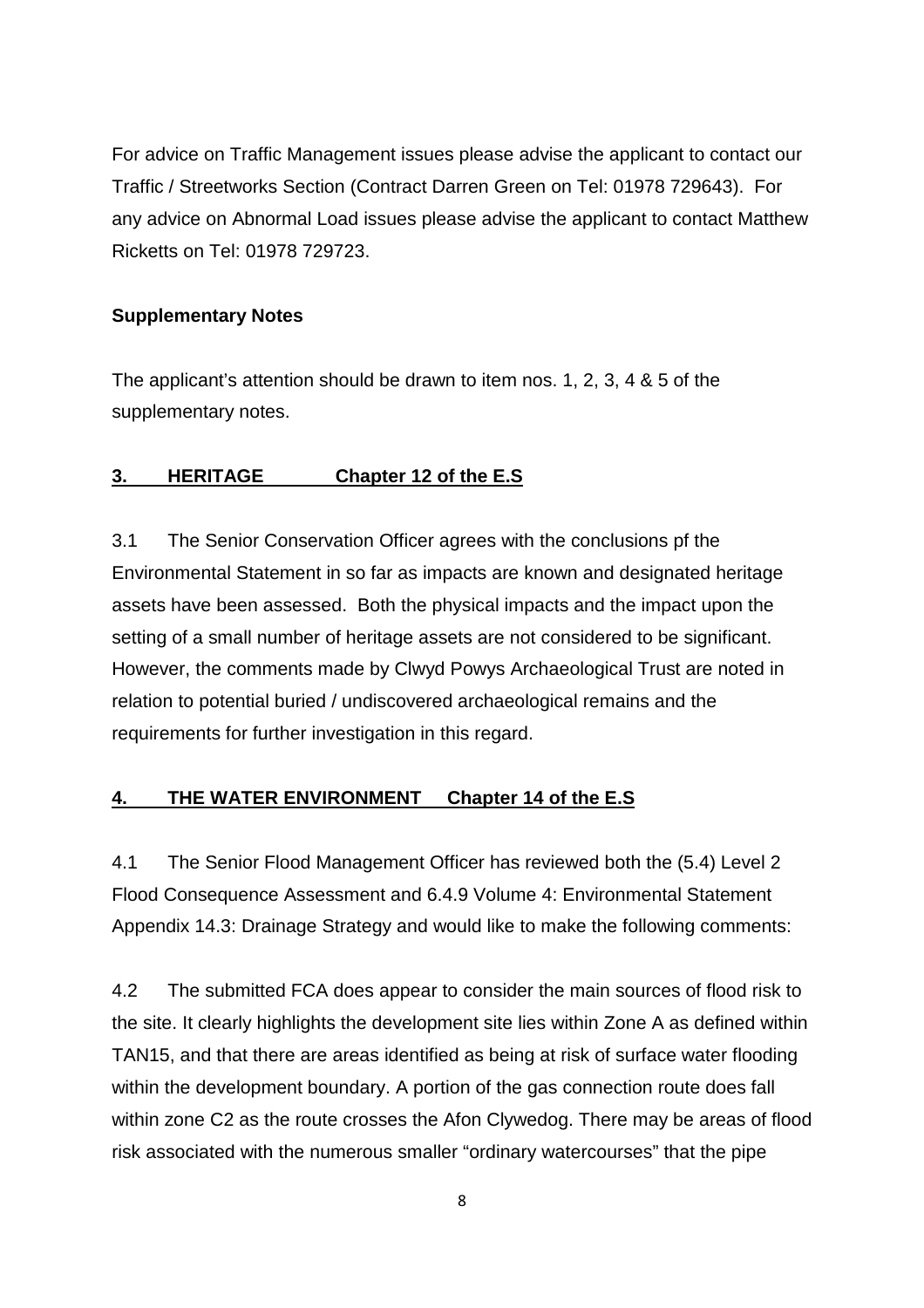For advice on Traffic Management issues please advise the applicant to contact our Traffic / Streetworks Section (Contract Darren Green on Tel: 01978 729643). For any advice on Abnormal Load issues please advise the applicant to contact Matthew Ricketts on Tel: 01978 729723.

**Supplementary Notes**

The applicant's attention should be drawn to item nos. 1, 2, 3, 4 & 5 of the supplementary notes.

## 3. HERITAGE Chapter 12 of the E.S

3.1 The Senior Conservation Officer agrees with the conclusions pf the Environmental Statement in so far as impacts are known and designated heritage assets have been assessed. Both the physical impacts and the impact upon the setting of a small number of heritage assets are not considered to be significant. However, the comments made by Clwyd Powys Archaeological Trust are noted in relation to potential buried / undiscovered archaeological remains and the requirements for further investigation in this regard.

## 4. THE WATER ENVIRONMENT Chapter 14 of the E.S

4.1 The Senior Flood Management Officer has reviewed both the (5.4) Level 2 Flood Consequence Assessment and 6.4.9 Volume 4: Environmental Statement Appendix 14.3: Drainage Strategy and would like to make the following comments:

4.2 The submitted FCA does appear to consider the main sources of flood risk to the site. It clearly highlights the development site lies within Zone A as defined within TAN15, and that there are areas identified as being at risk of surface water flooding within the development boundary. A portion of the gas connection route does fall within zone C2 as the route crosses the Afon Clywedog. There may be areas of flood risk associated with the numerous smaller "ordinary watercourses" that the pipe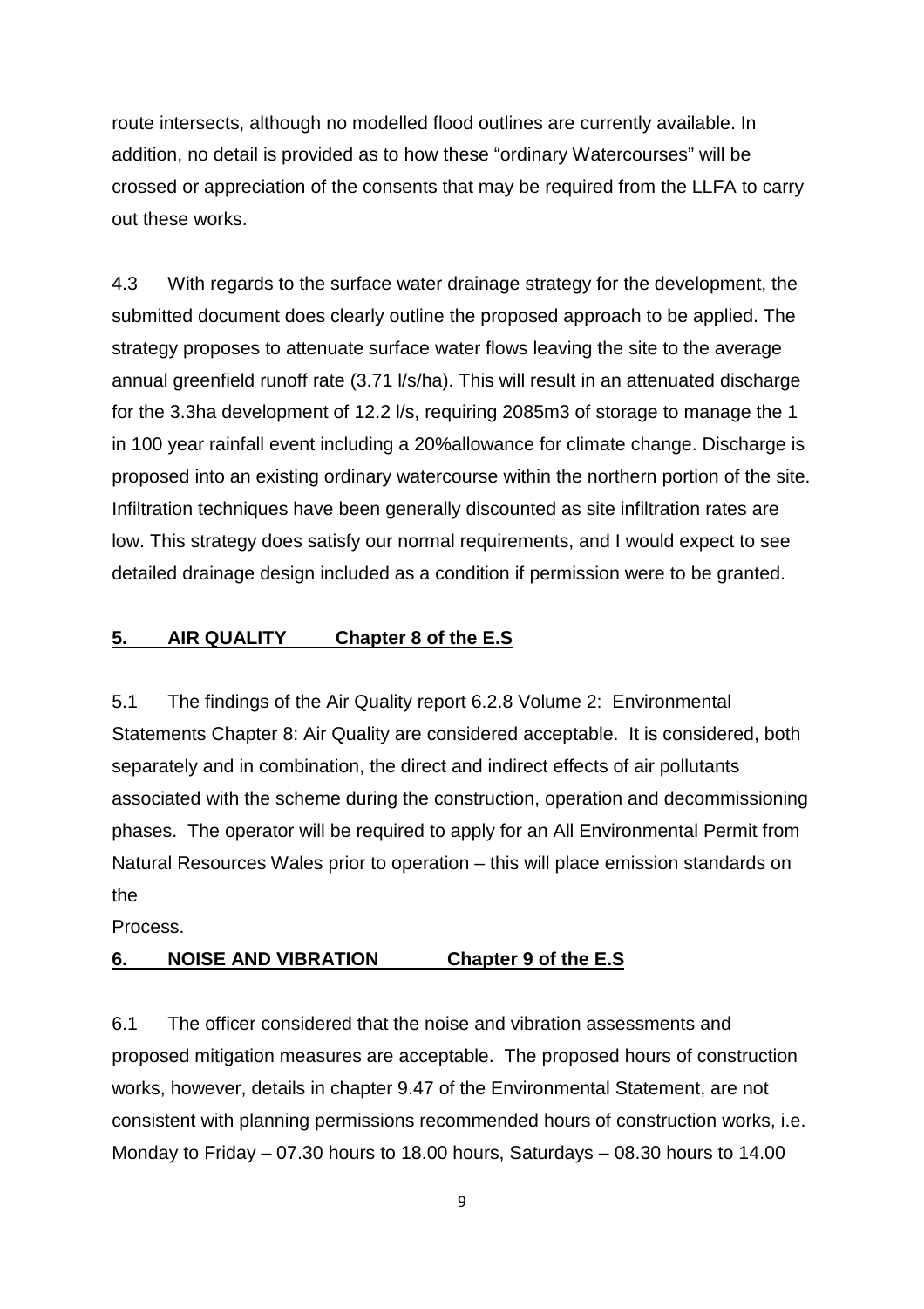route intersects, although no modelled flood outlines are currently available. In addition, no detail is provided as to how these “ordinary Watercourses” will be crossed or appreciation of the consents that may be required from the LLFA to carry out these works.

4.3 With regards to the surface water drainage strategy for the development, the submitted document does clearly outline the proposed approach to be applied. The strategy proposes to attenuate surface water flows leaving the site to the average annual greenfield runoff rate (3.71 l/s/ha). This will result in an attenuated discharge for the 3.3ha development of 12.2 l/s, requiring 2085m3 of storage to manage the 1 in 100 year rainfall event including a 20%allowance for climate change. Discharge is proposed into an existing ordinary watercourse within the northern portion of the site. Infiltration techniques have been generally discounted as site infiltration rates are low. This strategy does satisfy our normal requirements, and I would expect to see detailed drainage design included as a condition if permission were to be granted.

## 5. AIR QUALITY Chapter 8 of the E.S

5.1 The findings of the Air Quality report 6.2.8 Volume 2: Environmental Statements Chapter 8: Air Quality are considered acceptable. It is considered, both separately and in combination, the direct and indirect effects of air pollutants associated with the scheme during the construction, operation and decommissioning phases. The operator will be required to apply for an All Environmental Permit from Natural Resources Wales prior to operation – this will place emission standards on the

Process.

## 6. NOISE AND VIBRATION Chapter 9 of the E.S

6.1 The officer considered that the noise and vibration assessments and proposed mitigation measures are acceptable. The proposed hours of construction works, however, details in chapter 9.47 of the Environmental Statement, are not consistent with planning permissions recommended hours of construction works, i.e. Monday to Friday – 07.30 hours to 18.00 hours, Saturdays – 08.30 hours to 14.00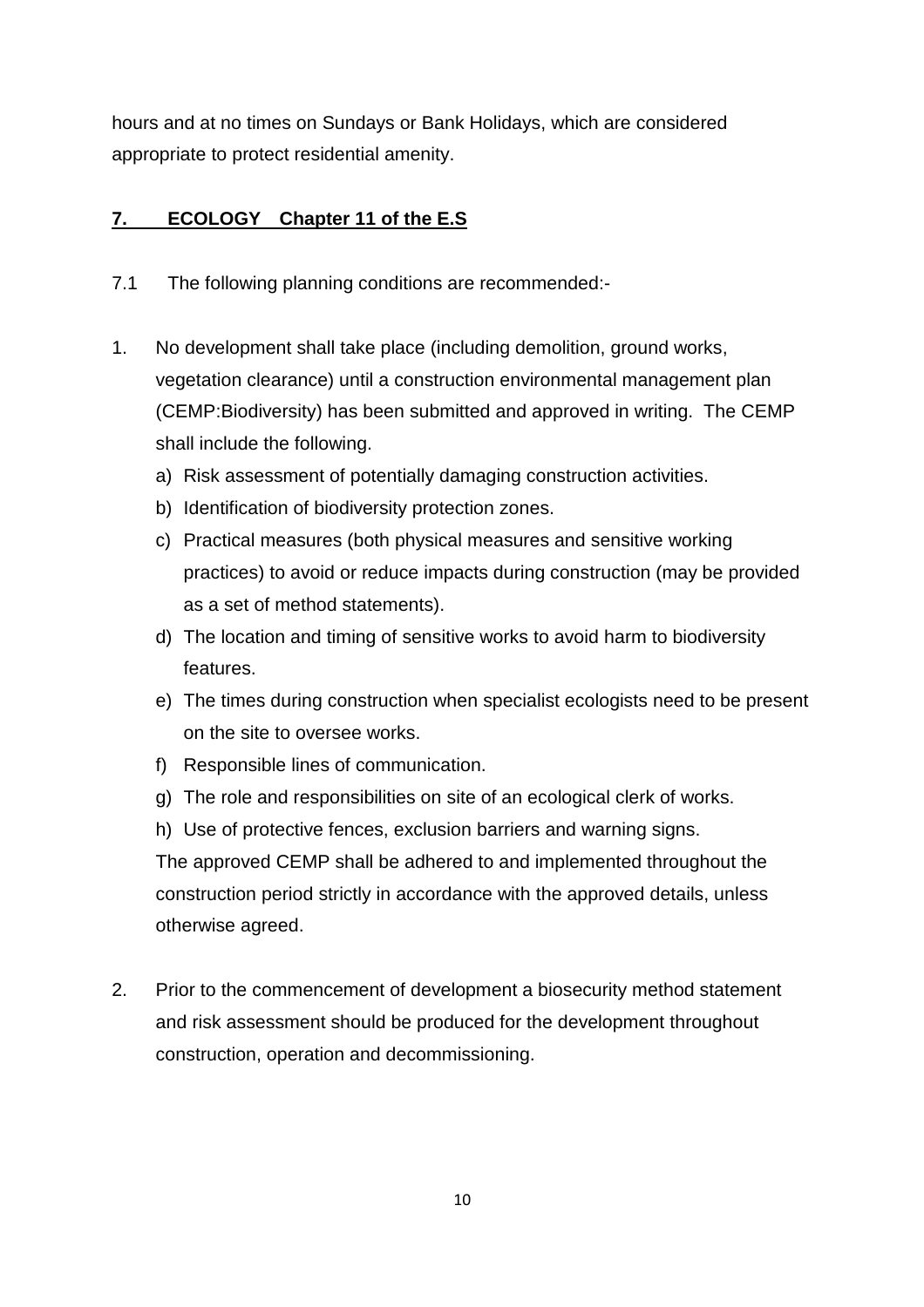hours and at no times on Sundays or Bank Holidays, which are considered appropriate to protect residential amenity.

## **7. ECOLOGY Chapter 11 of the E.S**

7.1 The following planning conditions are recommended:-

1. No development shall take place (including demolition, ground works, vegetation clearance) until a construction environmental management plan (CEMP:Biodiversity) has been submitted and approved in writing. The CEMP shall include the following.
   a) Risk assessment of potentially damaging construction activities.
   b) Identification of biodiversity protection zones.
   c) Practical measures (both physical measures and sensitive working practices) to avoid or reduce impacts during construction (may be provided as a set of method statements).
   d) The location and timing of sensitive works to avoid harm to biodiversity features.
   e) The times during construction when specialist ecologists need to be present on the site to oversee works.
   f) Responsible lines of communication.
   g) The role and responsibilities on site of an ecological clerk of works.
   h) Use of protective fences, exclusion barriers and warning signs.

   The approved CEMP shall be adhered to and implemented throughout the construction period strictly in accordance with the approved details, unless otherwise agreed.

2. Prior to the commencement of development a biosecurity method statement and risk assessment should be produced for the development throughout construction, operation and decommissioning.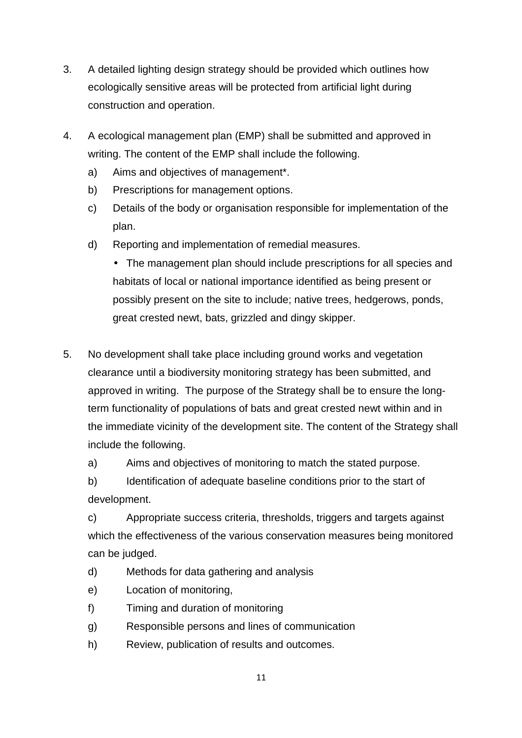3. A detailed lighting design strategy should be provided which outlines how ecologically sensitive areas will be protected from artificial light during construction and operation.

4. A ecological management plan (EMP) shall be submitted and approved in writing. The content of the EMP shall include the following.
   a) Aims and objectives of management*.
   b) Prescriptions for management options.
   c) Details of the body or organisation responsible for implementation of the plan.
   d) Reporting and implementation of remedial measures.
      - The management plan should include prescriptions for all species and habitats of local or national importance identified as being present or possibly present on the site to include; native trees, hedgerows, ponds, great crested newt, bats, grizzled and dingy skipper.

5. No development shall take place including ground works and vegetation clearance until a biodiversity monitoring strategy has been submitted, and approved in writing. The purpose of the Strategy shall be to ensure the long-term functionality of populations of bats and great crested newt within and in the immediate vicinity of the development site. The content of the Strategy shall include the following.

   a) Aims and objectives of monitoring to match the stated purpose.

   b) Identification of adequate baseline conditions prior to the start of development.

   c) Appropriate success criteria, thresholds, triggers and targets against which the effectiveness of the various conservation measures being monitored can be judged.

   d) Methods for data gathering and analysis

   e) Location of monitoring,

   f) Timing and duration of monitoring

   g) Responsible persons and lines of communication

   h) Review, publication of results and outcomes.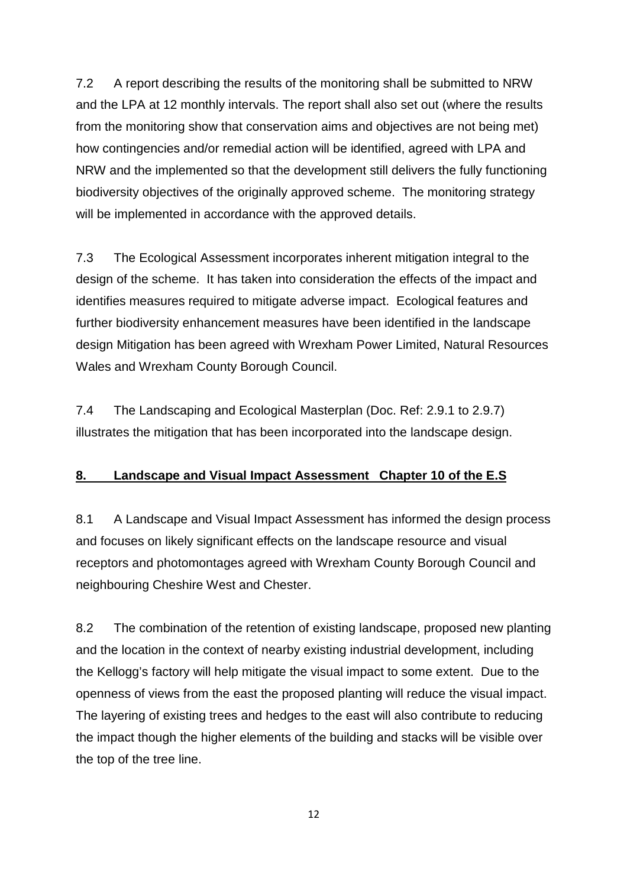7.2 A report describing the results of the monitoring shall be submitted to NRW and the LPA at 12 monthly intervals. The report shall also set out (where the results from the monitoring show that conservation aims and objectives are not being met) how contingencies and/or remedial action will be identified, agreed with LPA and NRW and the implemented so that the development still delivers the fully functioning biodiversity objectives of the originally approved scheme. The monitoring strategy will be implemented in accordance with the approved details.

7.3 The Ecological Assessment incorporates inherent mitigation integral to the design of the scheme. It has taken into consideration the effects of the impact and identifies measures required to mitigate adverse impact. Ecological features and further biodiversity enhancement measures have been identified in the landscape design Mitigation has been agreed with Wrexham Power Limited, Natural Resources Wales and Wrexham County Borough Council.

7.4 The Landscaping and Ecological Masterplan (Doc. Ref: 2.9.1 to 2.9.7) illustrates the mitigation that has been incorporated into the landscape design.

## 8. Landscape and Visual Impact Assessment Chapter 10 of the E.S

8.1 A Landscape and Visual Impact Assessment has informed the design process and focuses on likely significant effects on the landscape resource and visual receptors and photomontages agreed with Wrexham County Borough Council and neighbouring Cheshire West and Chester.

8.2 The combination of the retention of existing landscape, proposed new planting and the location in the context of nearby existing industrial development, including the Kellogg's factory will help mitigate the visual impact to some extent. Due to the openness of views from the east the proposed planting will reduce the visual impact. The layering of existing trees and hedges to the east will also contribute to reducing the impact though the higher elements of the building and stacks will be visible over the top of the tree line.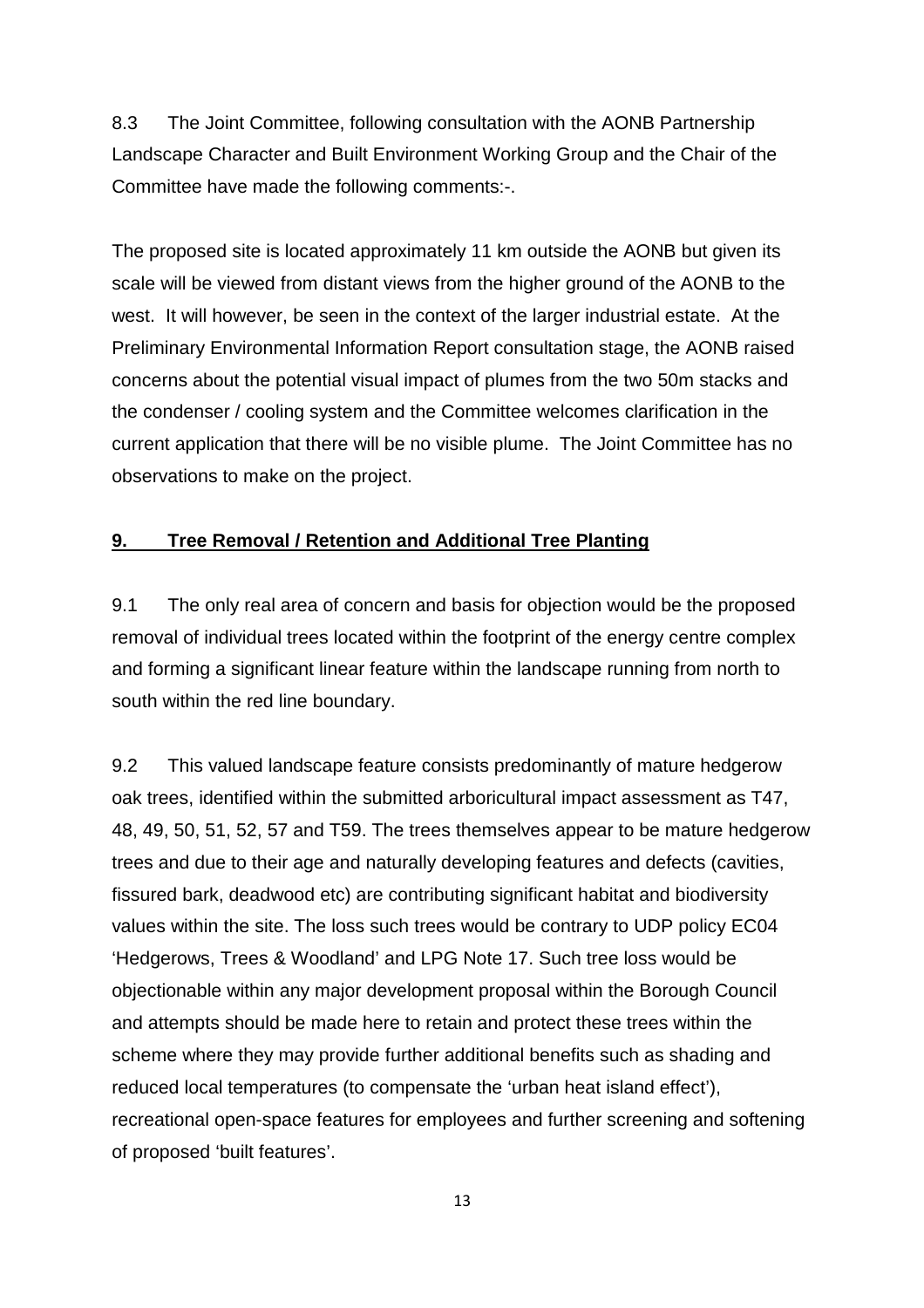8.3 The Joint Committee, following consultation with the AONB Partnership Landscape Character and Built Environment Working Group and the Chair of the Committee have made the following comments:-.

The proposed site is located approximately 11 km outside the AONB but given its scale will be viewed from distant views from the higher ground of the AONB to the west. It will however, be seen in the context of the larger industrial estate. At the Preliminary Environmental Information Report consultation stage, the AONB raised concerns about the potential visual impact of plumes from the two 50m stacks and the condenser / cooling system and the Committee welcomes clarification in the current application that there will be no visible plume. The Joint Committee has no observations to make on the project.

## 9. Tree Removal / Retention and Additional Tree Planting

9.1 The only real area of concern and basis for objection would be the proposed removal of individual trees located within the footprint of the energy centre complex and forming a significant linear feature within the landscape running from north to south within the red line boundary.

9.2 This valued landscape feature consists predominantly of mature hedgerow oak trees, identified within the submitted arboricultural impact assessment as T47, 48, 49, 50, 51, 52, 57 and T59. The trees themselves appear to be mature hedgerow trees and due to their age and naturally developing features and defects (cavities, fissured bark, deadwood etc) are contributing significant habitat and biodiversity values within the site. The loss such trees would be contrary to UDP policy EC04 'Hedgerows, Trees & Woodland' and LPG Note 17. Such tree loss would be objectionable within any major development proposal within the Borough Council and attempts should be made here to retain and protect these trees within the scheme where they may provide further additional benefits such as shading and reduced local temperatures (to compensate the 'urban heat island effect'), recreational open-space features for employees and further screening and softening of proposed 'built features'.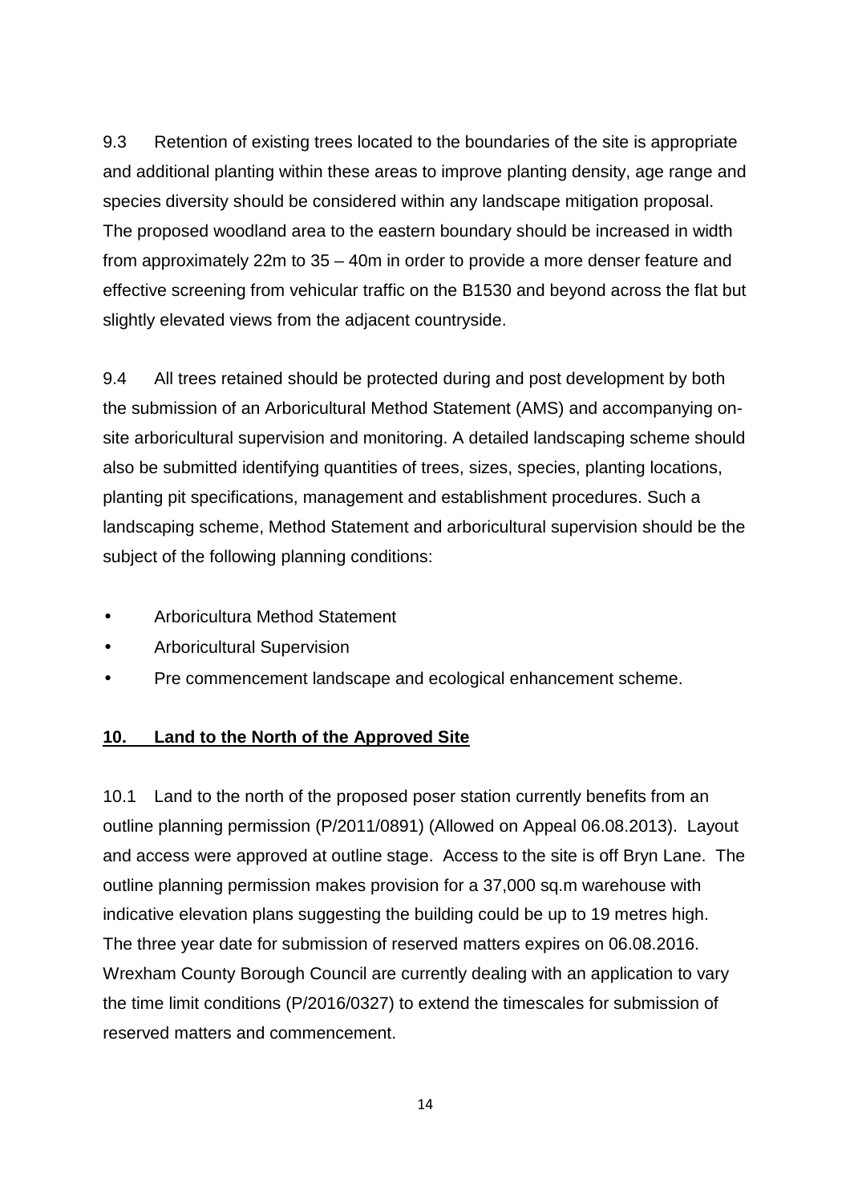9.3 Retention of existing trees located to the boundaries of the site is appropriate and additional planting within these areas to improve planting density, age range and species diversity should be considered within any landscape mitigation proposal. The proposed woodland area to the eastern boundary should be increased in width from approximately 22m to 35 – 40m in order to provide a more denser feature and effective screening from vehicular traffic on the B1530 and beyond across the flat but slightly elevated views from the adjacent countryside.

9.4 All trees retained should be protected during and post development by both the submission of an Arboricultural Method Statement (AMS) and accompanying on-site arboricultural supervision and monitoring. A detailed landscaping scheme should also be submitted identifying quantities of trees, sizes, species, planting locations, planting pit specifications, management and establishment procedures. Such a landscaping scheme, Method Statement and arboricultural supervision should be the subject of the following planning conditions:

- Arboricultura Method Statement
- Arboricultural Supervision
- Pre commencement landscape and ecological enhancement scheme.

## 10. Land to the North of the Approved Site

10.1 Land to the north of the proposed poser station currently benefits from an outline planning permission (P/2011/0891) (Allowed on Appeal 06.08.2013). Layout and access were approved at outline stage. Access to the site is off Bryn Lane. The outline planning permission makes provision for a 37,000 sq.m warehouse with indicative elevation plans suggesting the building could be up to 19 metres high. The three year date for submission of reserved matters expires on 06.08.2016. Wrexham County Borough Council are currently dealing with an application to vary the time limit conditions (P/2016/0327) to extend the timescales for submission of reserved matters and commencement.